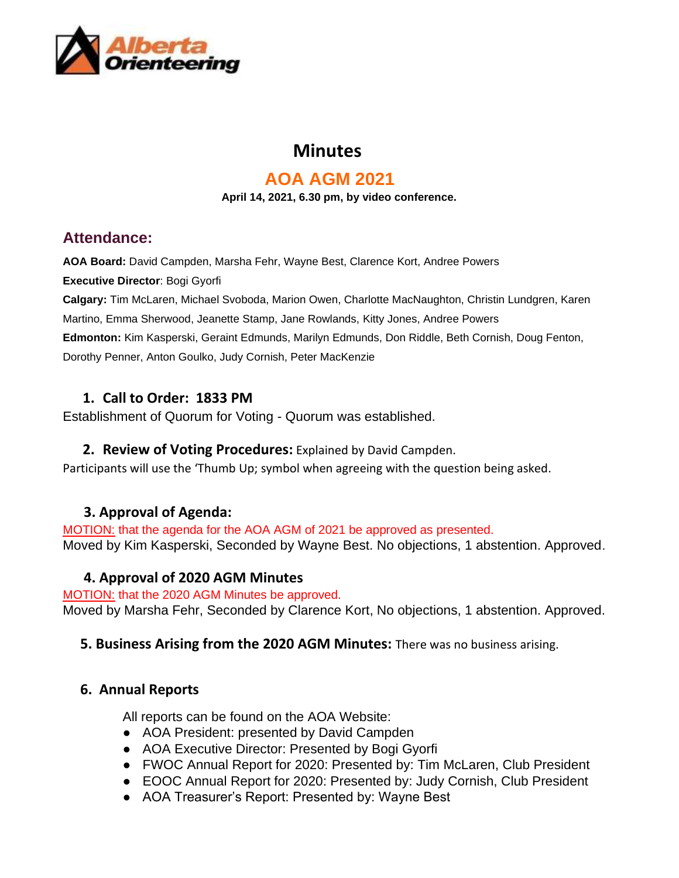Alberta Orienteering

# Minutes

## AOA AGM 2021

**April 14, 2021, 6.30 pm, by video conference.**

### Attendance:

**AOA Board:** David Campden, Marsha Fehr, Wayne Best, Clarence Kort, Andree Powers

**Executive Director**: Bogi Gyorfi

**Calgary:** Tim McLaren, Michael Svoboda, Marion Owen, Charlotte MacNaughton, Christin Lundgren, Karen Martino, Emma Sherwood, Jeanette Stamp, Jane Rowlands, Kitty Jones, Andree Powers

**Edmonton:** Kim Kasperski, Geraint Edmunds, Marilyn Edmunds, Don Riddle, Beth Cornish, Doug Fenton, Dorothy Penner, Anton Goulko, Judy Cornish, Peter MacKenzie

### 1. Call to Order: 1833 PM

Establishment of Quorum for Voting - Quorum was established.

### 2. Review of Voting Procedures: Explained by David Campden.

Participants will use the 'Thumb Up; symbol when agreeing with the question being asked.

### 3. Approval of Agenda:

MOTION: that the agenda for the AOA AGM of 2021 be approved as presented.
Moved by Kim Kasperski, Seconded by Wayne Best. No objections, 1 abstention. Approved.

### 4. Approval of 2020 AGM Minutes

MOTION: that the 2020 AGM Minutes be approved.
Moved by Marsha Fehr, Seconded by Clarence Kort, No objections, 1 abstention. Approved.

### 5. Business Arising from the 2020 AGM Minutes: There was no business arising.

### 6. Annual Reports

All reports can be found on the AOA Website:

- AOA President: presented by David Campden
- AOA Executive Director: Presented by Bogi Gyorfi
- FWOC Annual Report for 2020: Presented by: Tim McLaren, Club President
- EOOC Annual Report for 2020: Presented by: Judy Cornish, Club President
- AOA Treasurer's Report: Presented by: Wayne Best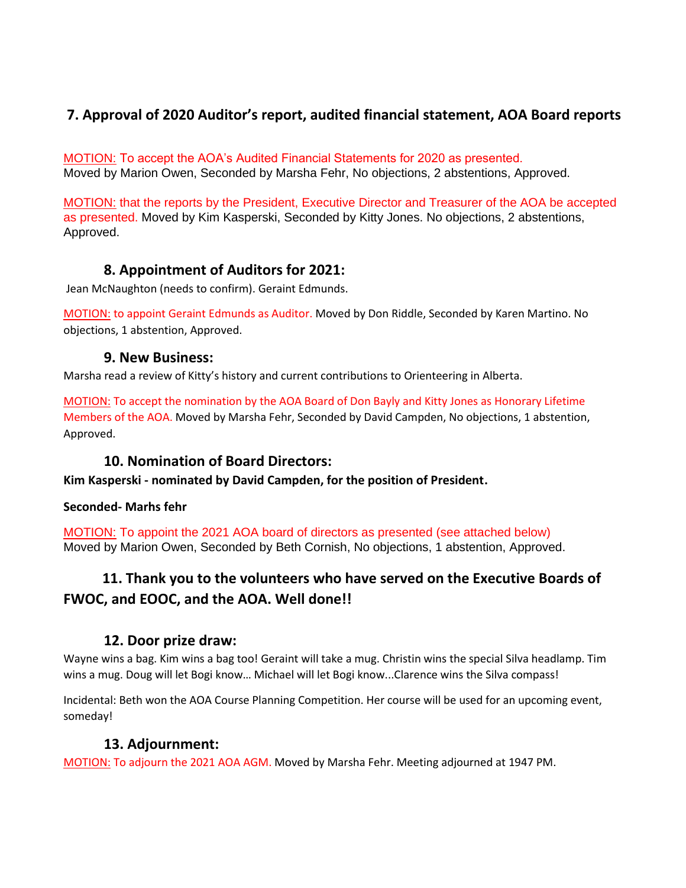## 7. Approval of 2020 Auditor's report, audited financial statement, AOA Board reports

MOTION: To accept the AOA's Audited Financial Statements for 2020 as presented.
Moved by Marion Owen, Seconded by Marsha Fehr, No objections, 2 abstentions, Approved.

MOTION: that the reports by the President, Executive Director and Treasurer of the AOA be accepted as presented. Moved by Kim Kasperski, Seconded by Kitty Jones. No objections, 2 abstentions, Approved.

### 8. Appointment of Auditors for 2021:

Jean McNaughton (needs to confirm). Geraint Edmunds.

MOTION: to appoint Geraint Edmunds as Auditor. Moved by Don Riddle, Seconded by Karen Martino. No objections, 1 abstention, Approved.

### 9. New Business:

Marsha read a review of Kitty's history and current contributions to Orienteering in Alberta.

MOTION: To accept the nomination by the AOA Board of Don Bayly and Kitty Jones as Honorary Lifetime Members of the AOA. Moved by Marsha Fehr, Seconded by David Campden, No objections, 1 abstention, Approved.

### 10. Nomination of Board Directors:

**Kim Kasperski - nominated by David Campden, for the position of President.**

**Seconded- Marhs fehr**

MOTION: To appoint the 2021 AOA board of directors as presented (see attached below)
Moved by Marion Owen, Seconded by Beth Cornish, No objections, 1 abstention, Approved.

### 11. Thank you to the volunteers who have served on the Executive Boards of FWOC, and EOOC, and the AOA. Well done!!

### 12. Door prize draw:

Wayne wins a bag. Kim wins a bag too! Geraint will take a mug. Christin wins the special Silva headlamp. Tim wins a mug. Doug will let Bogi know… Michael will let Bogi know...Clarence wins the Silva compass!

Incidental: Beth won the AOA Course Planning Competition. Her course will be used for an upcoming event, someday!

### 13. Adjournment:

MOTION: To adjourn the 2021 AOA AGM. Moved by Marsha Fehr. Meeting adjourned at 1947 PM.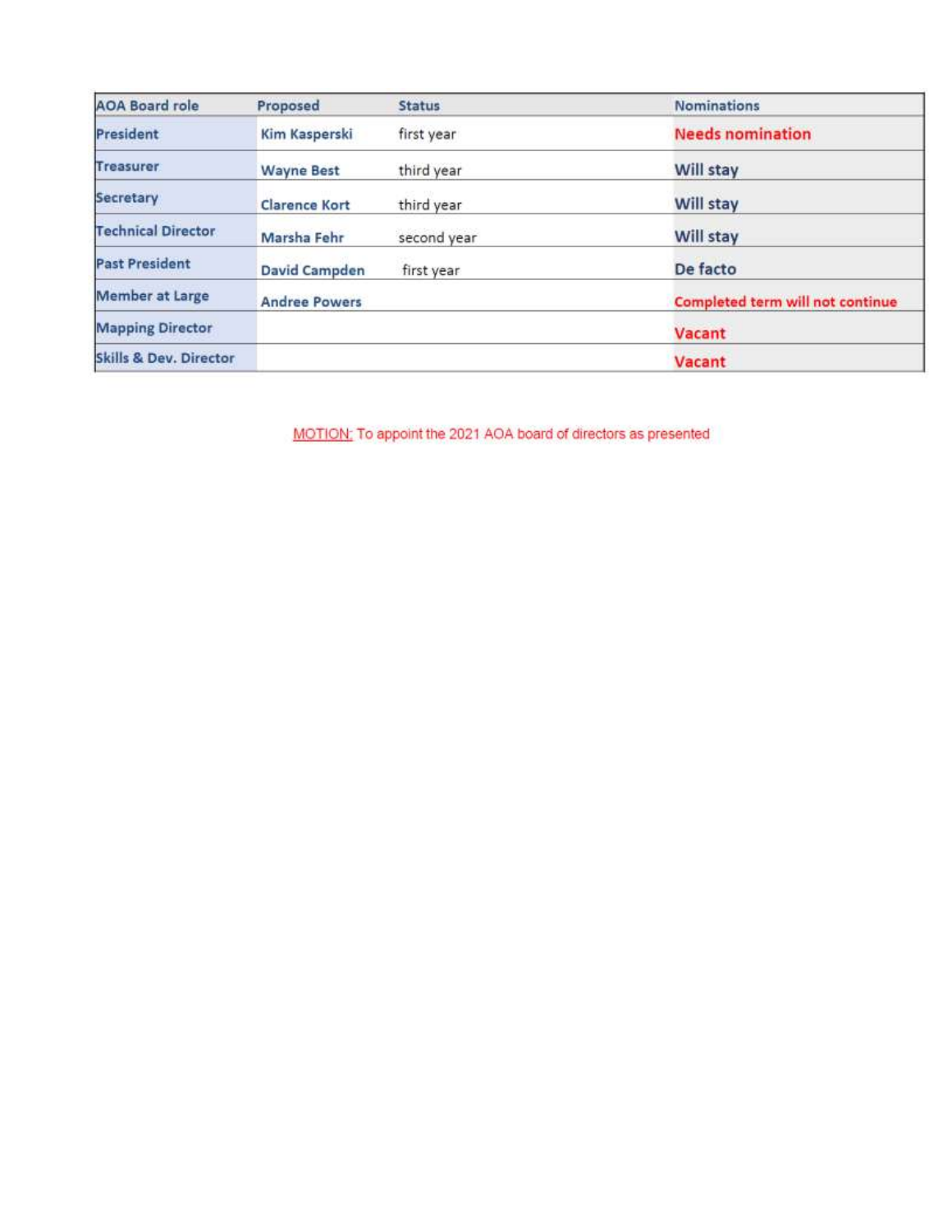| AOA Board role | Proposed | Status | Nominations |
|---|---|---|---|
| President | Kim Kasperski | first year | Needs nomination |
| Treasurer | Wayne Best | third year | Will stay |
| Secretary | Clarence Kort | third year | Will stay |
| Technical Director | Marsha Fehr | second year | Will stay |
| Past President | David Campden | first year | De facto |
| Member at Large | Andree Powers | | Completed term will not continue |
| Mapping Director | | | Vacant |
| Skills & Dev. Director | | | Vacant |

MOTION: To appoint the 2021 AOA board of directors as presented